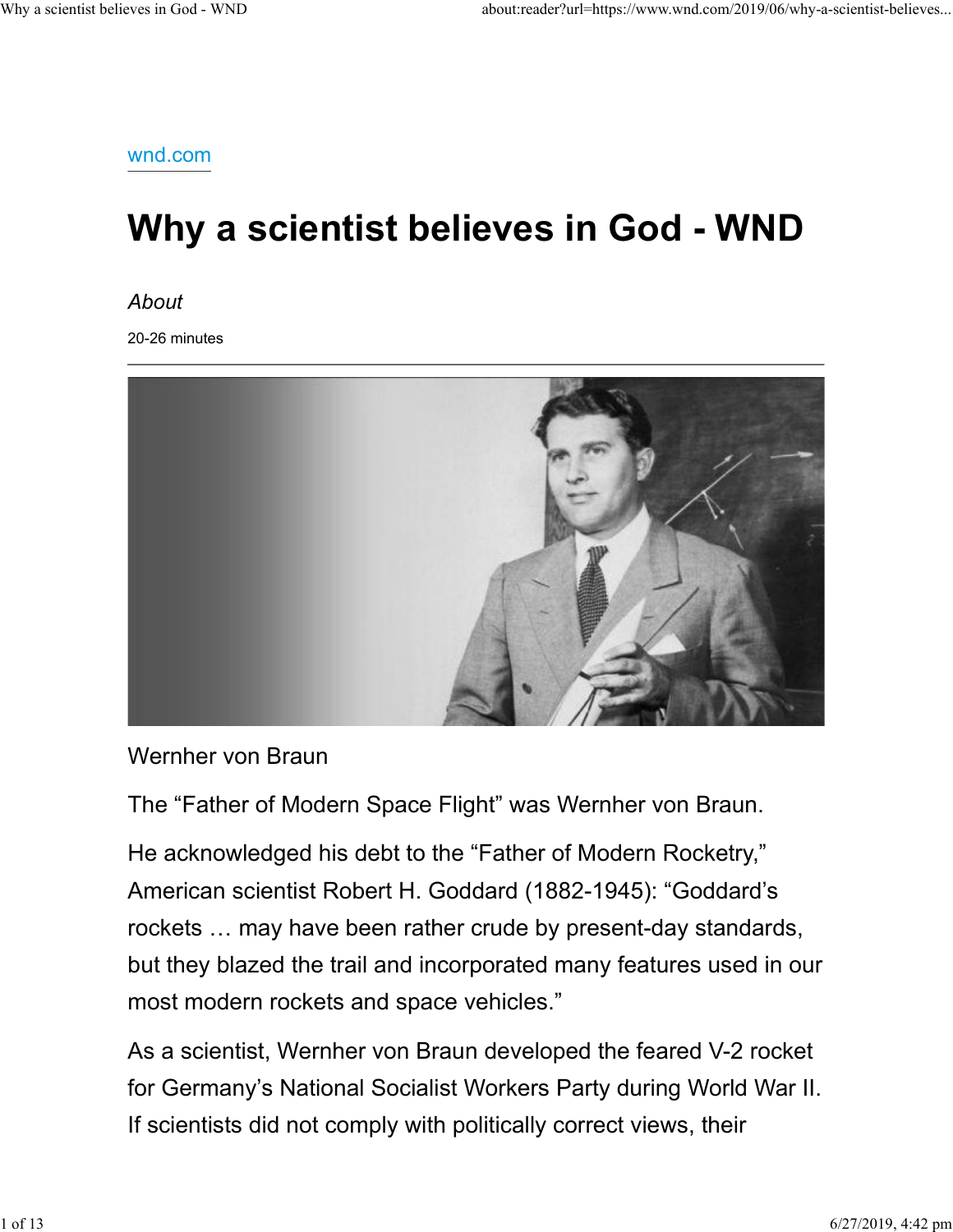wnd.com

# Why a scientist believes in God - WND

*About*

20-26 minutes

Wernher von Braun

The “Father of Modern Space Flight” was Wernher von Braun.

He acknowledged his debt to the “Father of Modern Rocketry,” American scientist Robert H. Goddard (1882-1945): “Goddard’s rockets … may have been rather crude by present-day standards, but they blazed the trail and incorporated many features used in our most modern rockets and space vehicles.”

As a scientist, Wernher von Braun developed the feared V-2 rocket for Germany’s National Socialist Workers Party during World War II. If scientists did not comply with politically correct views, their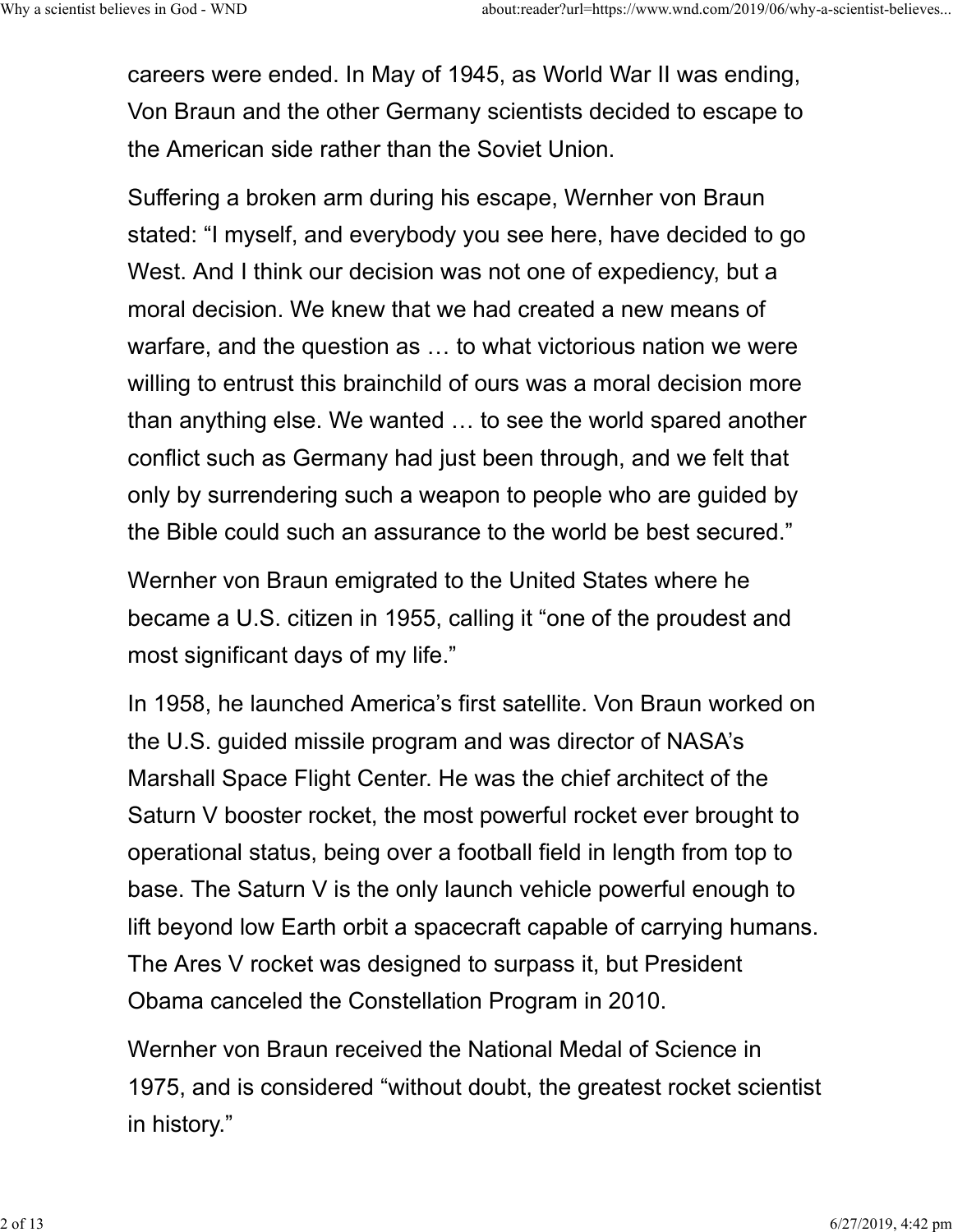careers were ended. In May of 1945, as World War II was ending, Von Braun and the other Germany scientists decided to escape to the American side rather than the Soviet Union.

Suffering a broken arm during his escape, Wernher von Braun stated: "I myself, and everybody you see here, have decided to go West. And I think our decision was not one of expediency, but a moral decision. We knew that we had created a new means of warfare, and the question as … to what victorious nation we were willing to entrust this brainchild of ours was a moral decision more than anything else. We wanted … to see the world spared another conflict such as Germany had just been through, and we felt that only by surrendering such a weapon to people who are guided by the Bible could such an assurance to the world be best secured."

Wernher von Braun emigrated to the United States where he became a U.S. citizen in 1955, calling it "one of the proudest and most significant days of my life."

In 1958, he launched America's first satellite. Von Braun worked on the U.S. guided missile program and was director of NASA's Marshall Space Flight Center. He was the chief architect of the Saturn V booster rocket, the most powerful rocket ever brought to operational status, being over a football field in length from top to base. The Saturn V is the only launch vehicle powerful enough to lift beyond low Earth orbit a spacecraft capable of carrying humans. The Ares V rocket was designed to surpass it, but President Obama canceled the Constellation Program in 2010.

Wernher von Braun received the National Medal of Science in 1975, and is considered "without doubt, the greatest rocket scientist in history."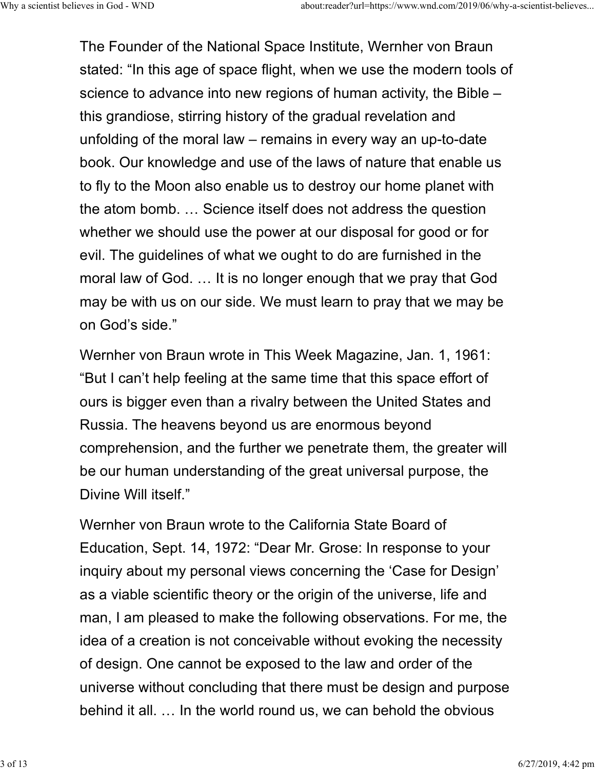The Founder of the National Space Institute, Wernher von Braun stated: “In this age of space flight, when we use the modern tools of science to advance into new regions of human activity, the Bible – this grandiose, stirring history of the gradual revelation and unfolding of the moral law – remains in every way an up-to-date book. Our knowledge and use of the laws of nature that enable us to fly to the Moon also enable us to destroy our home planet with the atom bomb. … Science itself does not address the question whether we should use the power at our disposal for good or for evil. The guidelines of what we ought to do are furnished in the moral law of God. … It is no longer enough that we pray that God may be with us on our side. We must learn to pray that we may be on God’s side.”

Wernher von Braun wrote in This Week Magazine, Jan. 1, 1961: “But I can’t help feeling at the same time that this space effort of ours is bigger even than a rivalry between the United States and Russia. The heavens beyond us are enormous beyond comprehension, and the further we penetrate them, the greater will be our human understanding of the great universal purpose, the Divine Will itself.”

Wernher von Braun wrote to the California State Board of Education, Sept. 14, 1972: “Dear Mr. Grose: In response to your inquiry about my personal views concerning the ‘Case for Design’ as a viable scientific theory or the origin of the universe, life and man, I am pleased to make the following observations. For me, the idea of a creation is not conceivable without evoking the necessity of design. One cannot be exposed to the law and order of the universe without concluding that there must be design and purpose behind it all. … In the world round us, we can behold the obvious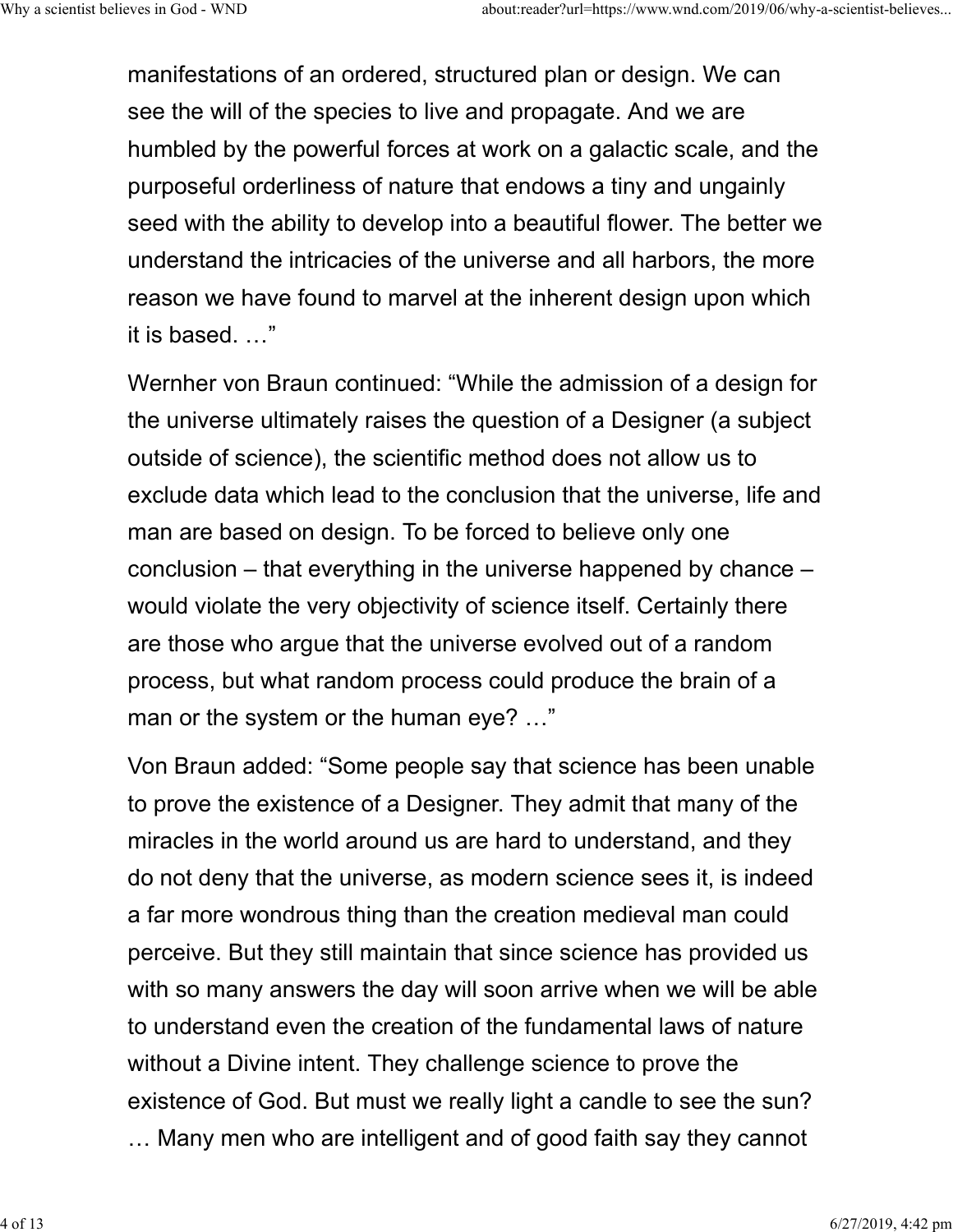manifestations of an ordered, structured plan or design. We can see the will of the species to live and propagate. And we are humbled by the powerful forces at work on a galactic scale, and the purposeful orderliness of nature that endows a tiny and ungainly seed with the ability to develop into a beautiful flower. The better we understand the intricacies of the universe and all harbors, the more reason we have found to marvel at the inherent design upon which it is based. …"

Wernher von Braun continued: "While the admission of a design for the universe ultimately raises the question of a Designer (a subject outside of science), the scientific method does not allow us to exclude data which lead to the conclusion that the universe, life and man are based on design. To be forced to believe only one conclusion – that everything in the universe happened by chance – would violate the very objectivity of science itself. Certainly there are those who argue that the universe evolved out of a random process, but what random process could produce the brain of a man or the system or the human eye? …"

Von Braun added: "Some people say that science has been unable to prove the existence of a Designer. They admit that many of the miracles in the world around us are hard to understand, and they do not deny that the universe, as modern science sees it, is indeed a far more wondrous thing than the creation medieval man could perceive. But they still maintain that since science has provided us with so many answers the day will soon arrive when we will be able to understand even the creation of the fundamental laws of nature without a Divine intent. They challenge science to prove the existence of God. But must we really light a candle to see the sun? … Many men who are intelligent and of good faith say they cannot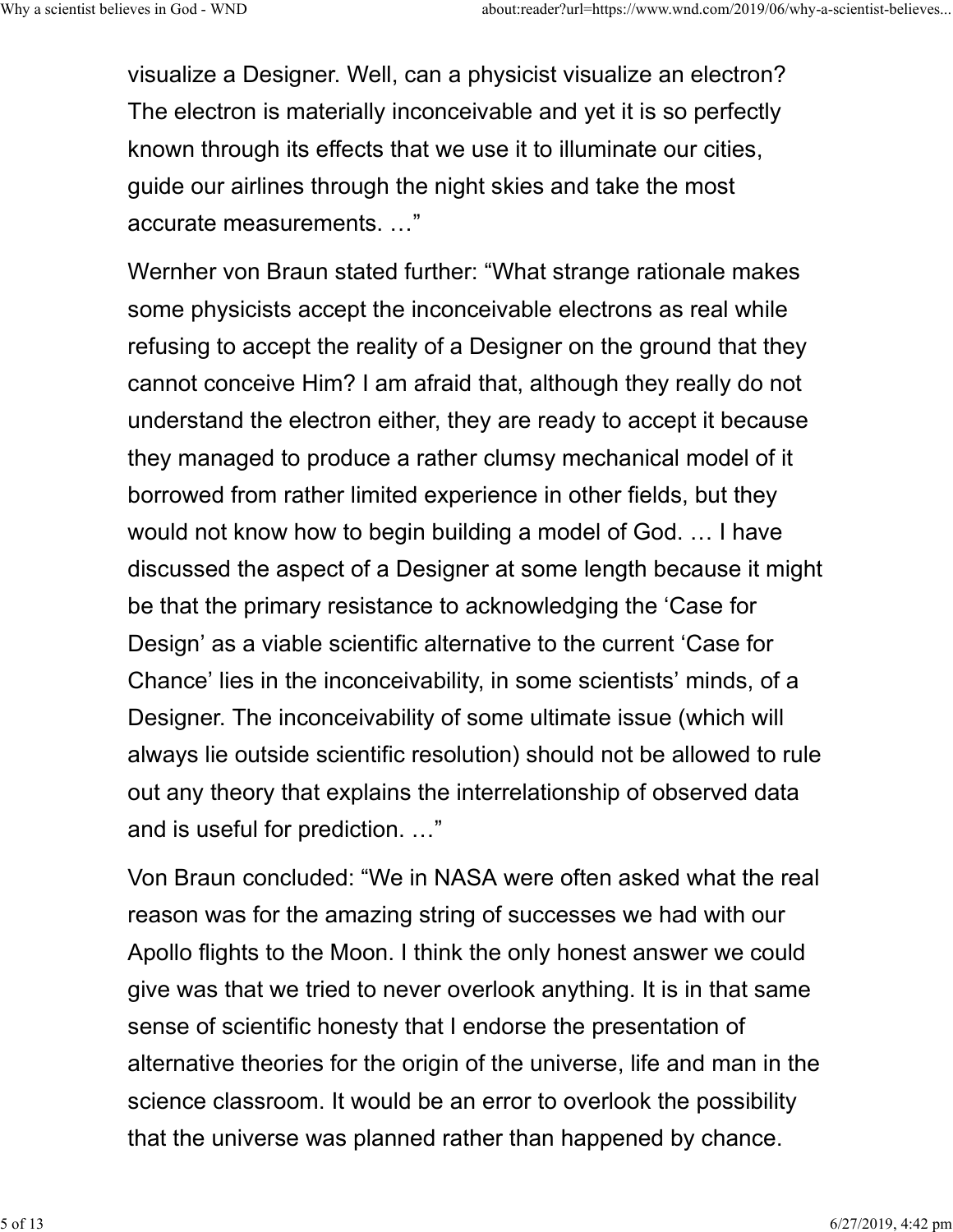visualize a Designer. Well, can a physicist visualize an electron? The electron is materially inconceivable and yet it is so perfectly known through its effects that we use it to illuminate our cities, guide our airlines through the night skies and take the most accurate measurements. …"

Wernher von Braun stated further: "What strange rationale makes some physicists accept the inconceivable electrons as real while refusing to accept the reality of a Designer on the ground that they cannot conceive Him? I am afraid that, although they really do not understand the electron either, they are ready to accept it because they managed to produce a rather clumsy mechanical model of it borrowed from rather limited experience in other fields, but they would not know how to begin building a model of God. … I have discussed the aspect of a Designer at some length because it might be that the primary resistance to acknowledging the 'Case for Design' as a viable scientific alternative to the current 'Case for Chance' lies in the inconceivability, in some scientists' minds, of a Designer. The inconceivability of some ultimate issue (which will always lie outside scientific resolution) should not be allowed to rule out any theory that explains the interrelationship of observed data and is useful for prediction. …"

Von Braun concluded: "We in NASA were often asked what the real reason was for the amazing string of successes we had with our Apollo flights to the Moon. I think the only honest answer we could give was that we tried to never overlook anything. It is in that same sense of scientific honesty that I endorse the presentation of alternative theories for the origin of the universe, life and man in the science classroom. It would be an error to overlook the possibility that the universe was planned rather than happened by chance.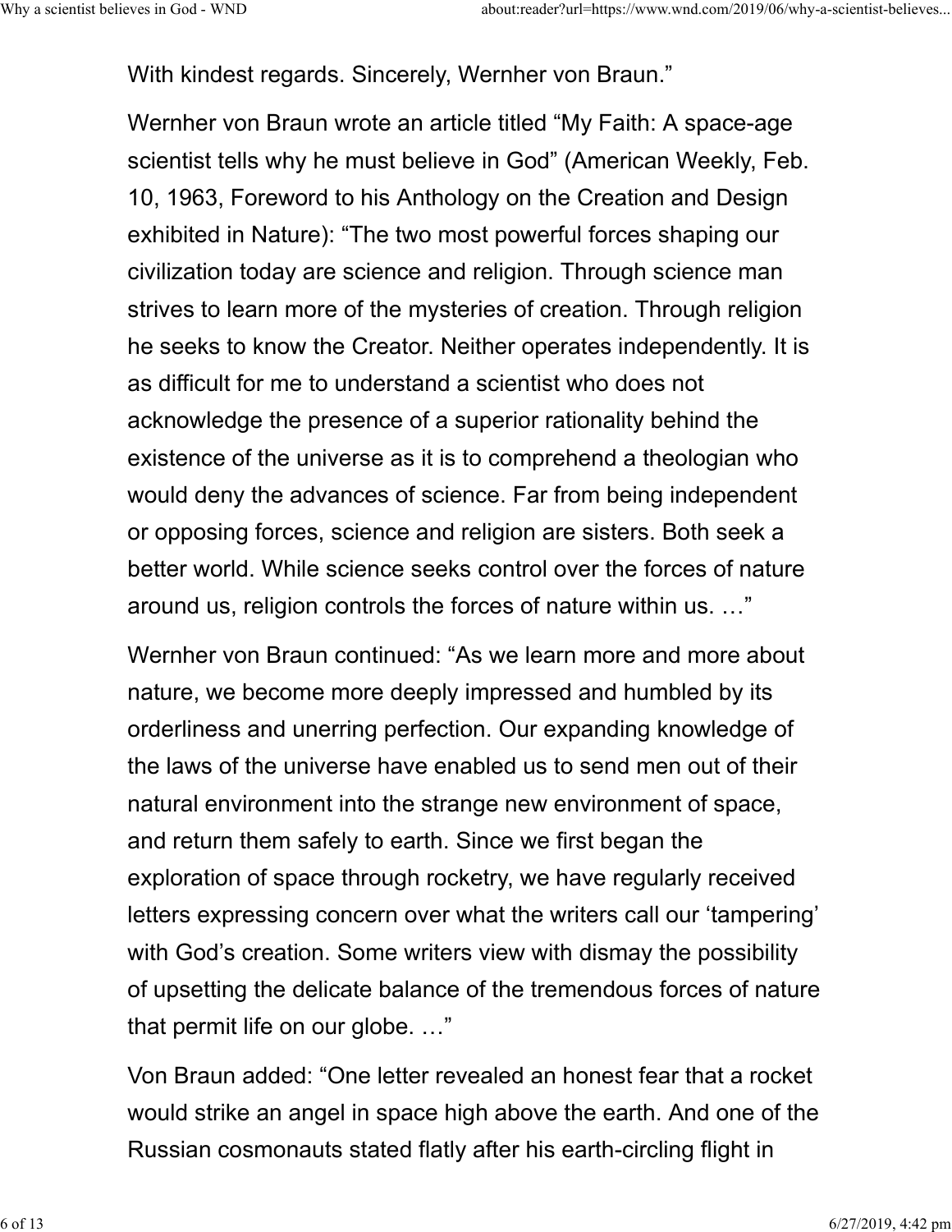With kindest regards. Sincerely, Wernher von Braun."

Wernher von Braun wrote an article titled "My Faith: A space-age scientist tells why he must believe in God" (American Weekly, Feb. 10, 1963, Foreword to his Anthology on the Creation and Design exhibited in Nature): "The two most powerful forces shaping our civilization today are science and religion. Through science man strives to learn more of the mysteries of creation. Through religion he seeks to know the Creator. Neither operates independently. It is as difficult for me to understand a scientist who does not acknowledge the presence of a superior rationality behind the existence of the universe as it is to comprehend a theologian who would deny the advances of science. Far from being independent or opposing forces, science and religion are sisters. Both seek a better world. While science seeks control over the forces of nature around us, religion controls the forces of nature within us. …"

Wernher von Braun continued: "As we learn more and more about nature, we become more deeply impressed and humbled by its orderliness and unerring perfection. Our expanding knowledge of the laws of the universe have enabled us to send men out of their natural environment into the strange new environment of space, and return them safely to earth. Since we first began the exploration of space through rocketry, we have regularly received letters expressing concern over what the writers call our 'tampering' with God's creation. Some writers view with dismay the possibility of upsetting the delicate balance of the tremendous forces of nature that permit life on our globe. …"

Von Braun added: "One letter revealed an honest fear that a rocket would strike an angel in space high above the earth. And one of the Russian cosmonauts stated flatly after his earth-circling flight in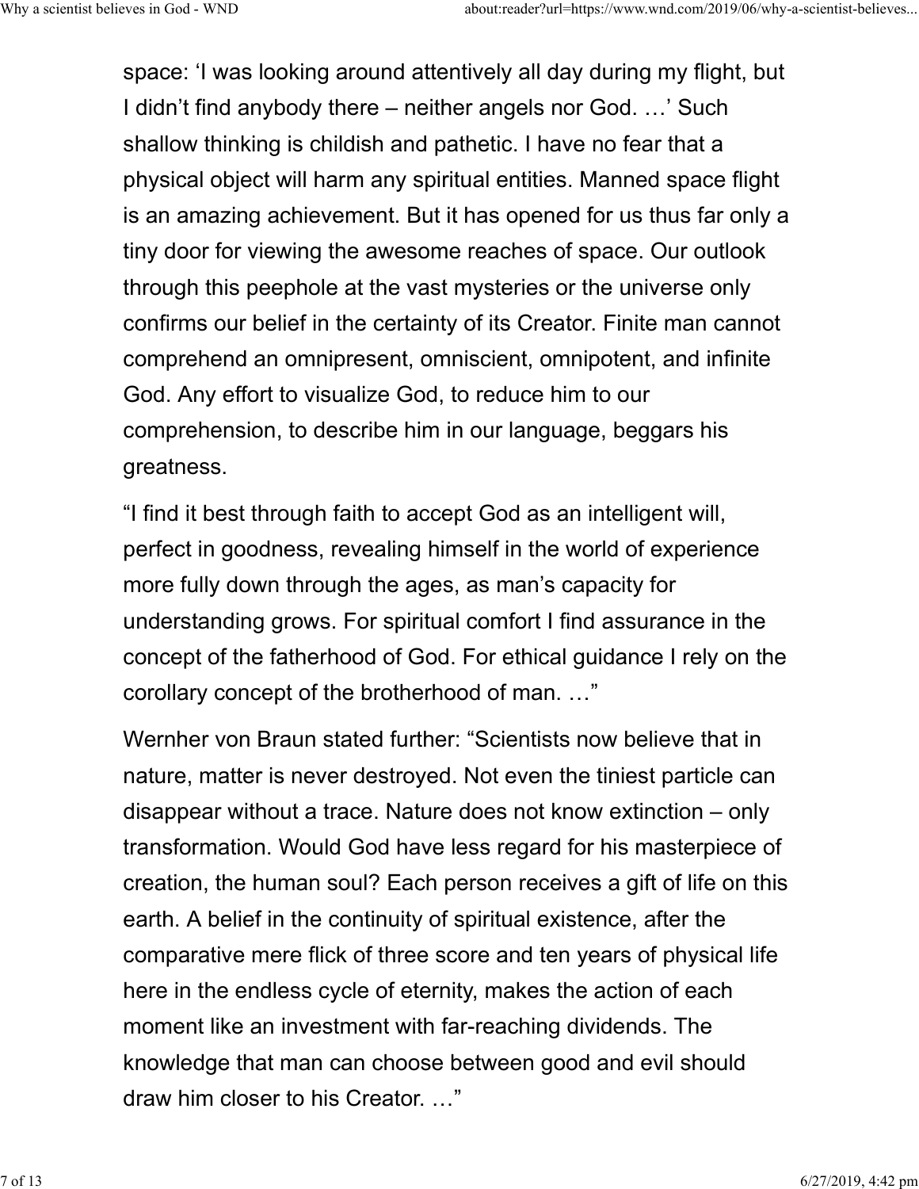space: 'I was looking around attentively all day during my flight, but I didn't find anybody there – neither angels nor God. …' Such shallow thinking is childish and pathetic. I have no fear that a physical object will harm any spiritual entities. Manned space flight is an amazing achievement. But it has opened for us thus far only a tiny door for viewing the awesome reaches of space. Our outlook through this peephole at the vast mysteries or the universe only confirms our belief in the certainty of its Creator. Finite man cannot comprehend an omnipresent, omniscient, omnipotent, and infinite God. Any effort to visualize God, to reduce him to our comprehension, to describe him in our language, beggars his greatness.

"I find it best through faith to accept God as an intelligent will, perfect in goodness, revealing himself in the world of experience more fully down through the ages, as man's capacity for understanding grows. For spiritual comfort I find assurance in the concept of the fatherhood of God. For ethical guidance I rely on the corollary concept of the brotherhood of man. …"

Wernher von Braun stated further: "Scientists now believe that in nature, matter is never destroyed. Not even the tiniest particle can disappear without a trace. Nature does not know extinction – only transformation. Would God have less regard for his masterpiece of creation, the human soul? Each person receives a gift of life on this earth. A belief in the continuity of spiritual existence, after the comparative mere flick of three score and ten years of physical life here in the endless cycle of eternity, makes the action of each moment like an investment with far-reaching dividends. The knowledge that man can choose between good and evil should draw him closer to his Creator. …"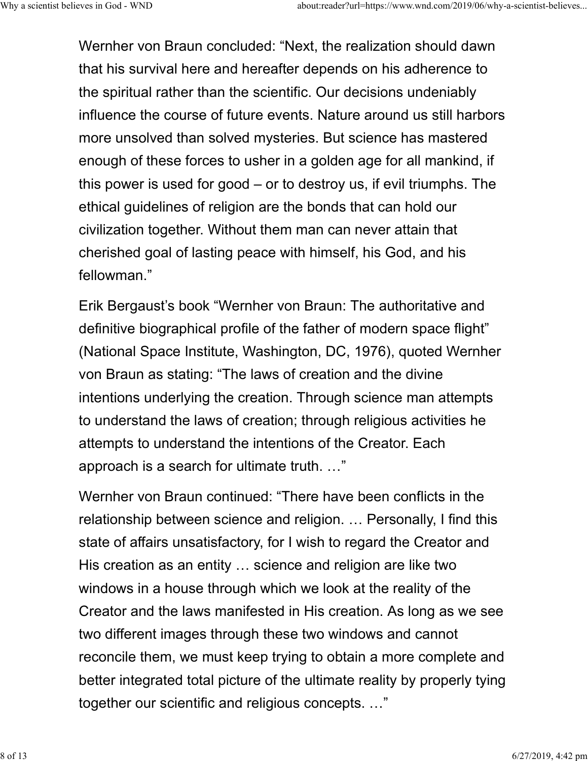Wernher von Braun concluded: “Next, the realization should dawn that his survival here and hereafter depends on his adherence to the spiritual rather than the scientific. Our decisions undeniably influence the course of future events. Nature around us still harbors more unsolved than solved mysteries. But science has mastered enough of these forces to usher in a golden age for all mankind, if this power is used for good – or to destroy us, if evil triumphs. The ethical guidelines of religion are the bonds that can hold our civilization together. Without them man can never attain that cherished goal of lasting peace with himself, his God, and his fellowman.”

Erik Bergaust’s book “Wernher von Braun: The authoritative and definitive biographical profile of the father of modern space flight” (National Space Institute, Washington, DC, 1976), quoted Wernher von Braun as stating: “The laws of creation and the divine intentions underlying the creation. Through science man attempts to understand the laws of creation; through religious activities he attempts to understand the intentions of the Creator. Each approach is a search for ultimate truth. …”

Wernher von Braun continued: “There have been conflicts in the relationship between science and religion. … Personally, I find this state of affairs unsatisfactory, for I wish to regard the Creator and His creation as an entity … science and religion are like two windows in a house through which we look at the reality of the Creator and the laws manifested in His creation. As long as we see two different images through these two windows and cannot reconcile them, we must keep trying to obtain a more complete and better integrated total picture of the ultimate reality by properly tying together our scientific and religious concepts. …”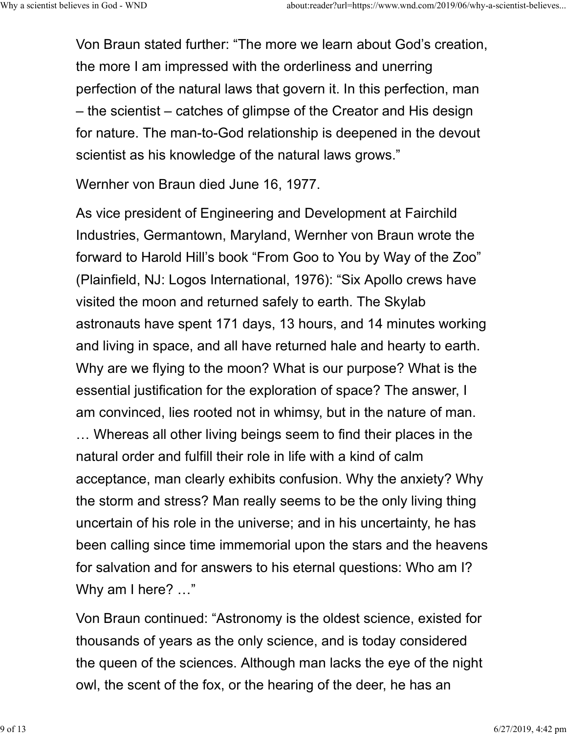Von Braun stated further: “The more we learn about God’s creation, the more I am impressed with the orderliness and unerring perfection of the natural laws that govern it. In this perfection, man – the scientist – catches of glimpse of the Creator and His design for nature. The man-to-God relationship is deepened in the devout scientist as his knowledge of the natural laws grows.”

Wernher von Braun died June 16, 1977.

As vice president of Engineering and Development at Fairchild Industries, Germantown, Maryland, Wernher von Braun wrote the forward to Harold Hill’s book “From Goo to You by Way of the Zoo” (Plainfield, NJ: Logos International, 1976): “Six Apollo crews have visited the moon and returned safely to earth. The Skylab astronauts have spent 171 days, 13 hours, and 14 minutes working and living in space, and all have returned hale and hearty to earth. Why are we flying to the moon? What is our purpose? What is the essential justification for the exploration of space? The answer, I am convinced, lies rooted not in whimsy, but in the nature of man. … Whereas all other living beings seem to find their places in the natural order and fulfill their role in life with a kind of calm acceptance, man clearly exhibits confusion. Why the anxiety? Why the storm and stress? Man really seems to be the only living thing uncertain of his role in the universe; and in his uncertainty, he has been calling since time immemorial upon the stars and the heavens for salvation and for answers to his eternal questions: Who am I? Why am I here? …”

Von Braun continued: “Astronomy is the oldest science, existed for thousands of years as the only science, and is today considered the queen of the sciences. Although man lacks the eye of the night owl, the scent of the fox, or the hearing of the deer, he has an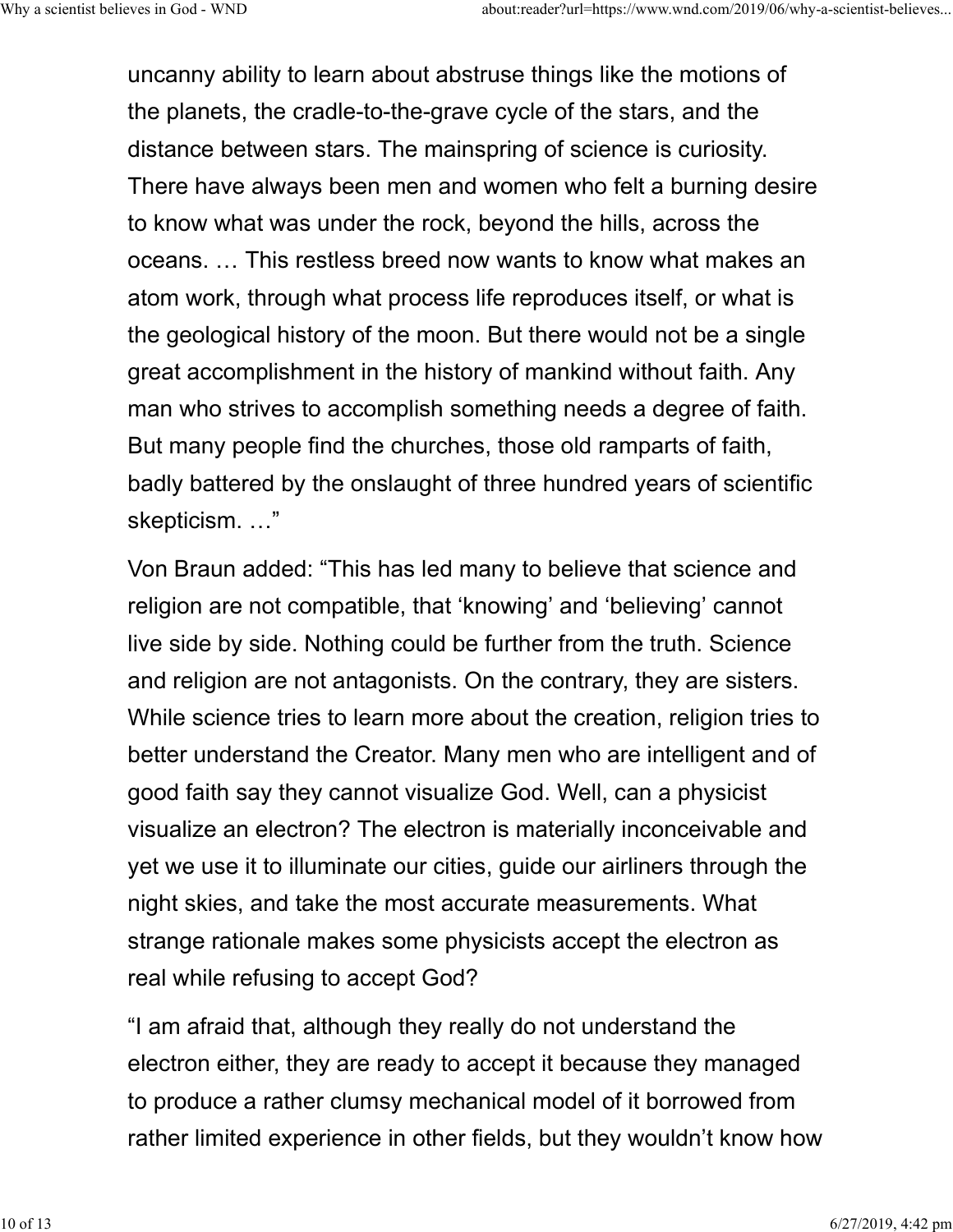uncanny ability to learn about abstruse things like the motions of the planets, the cradle-to-the-grave cycle of the stars, and the distance between stars. The mainspring of science is curiosity. There have always been men and women who felt a burning desire to know what was under the rock, beyond the hills, across the oceans. … This restless breed now wants to know what makes an atom work, through what process life reproduces itself, or what is the geological history of the moon. But there would not be a single great accomplishment in the history of mankind without faith. Any man who strives to accomplish something needs a degree of faith. But many people find the churches, those old ramparts of faith, badly battered by the onslaught of three hundred years of scientific skepticism. …"

Von Braun added: "This has led many to believe that science and religion are not compatible, that 'knowing' and 'believing' cannot live side by side. Nothing could be further from the truth. Science and religion are not antagonists. On the contrary, they are sisters. While science tries to learn more about the creation, religion tries to better understand the Creator. Many men who are intelligent and of good faith say they cannot visualize God. Well, can a physicist visualize an electron? The electron is materially inconceivable and yet we use it to illuminate our cities, guide our airliners through the night skies, and take the most accurate measurements. What strange rationale makes some physicists accept the electron as real while refusing to accept God?

"I am afraid that, although they really do not understand the electron either, they are ready to accept it because they managed to produce a rather clumsy mechanical model of it borrowed from rather limited experience in other fields, but they wouldn't know how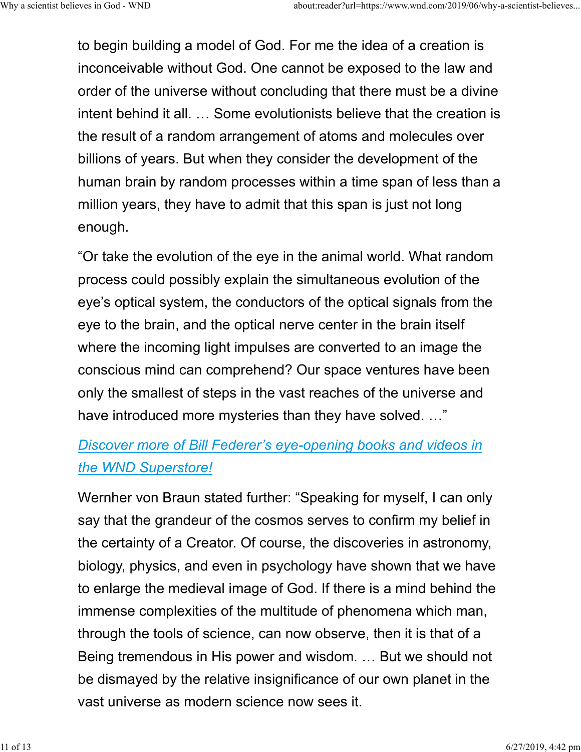to begin building a model of God. For me the idea of a creation is inconceivable without God. One cannot be exposed to the law and order of the universe without concluding that there must be a divine intent behind it all. … Some evolutionists believe that the creation is the result of a random arrangement of atoms and molecules over billions of years. But when they consider the development of the human brain by random processes within a time span of less than a million years, they have to admit that this span is just not long enough.

"Or take the evolution of the eye in the animal world. What random process could possibly explain the simultaneous evolution of the eye's optical system, the conductors of the optical signals from the eye to the brain, and the optical nerve center in the brain itself where the incoming light impulses are converted to an image the conscious mind can comprehend? Our space ventures have been only the smallest of steps in the vast reaches of the universe and have introduced more mysteries than they have solved. …"

*Discover more of Bill Federer's eye-opening books and videos in the WND Superstore!*

Wernher von Braun stated further: "Speaking for myself, I can only say that the grandeur of the cosmos serves to confirm my belief in the certainty of a Creator. Of course, the discoveries in astronomy, biology, physics, and even in psychology have shown that we have to enlarge the medieval image of God. If there is a mind behind the immense complexities of the multitude of phenomena which man, through the tools of science, can now observe, then it is that of a Being tremendous in His power and wisdom. … But we should not be dismayed by the relative insignificance of our own planet in the vast universe as modern science now sees it.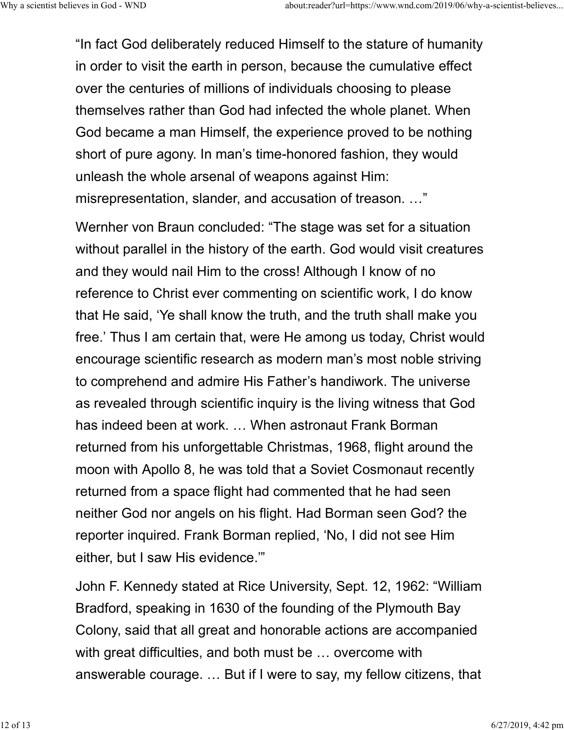"In fact God deliberately reduced Himself to the stature of humanity in order to visit the earth in person, because the cumulative effect over the centuries of millions of individuals choosing to please themselves rather than God had infected the whole planet. When God became a man Himself, the experience proved to be nothing short of pure agony. In man's time-honored fashion, they would unleash the whole arsenal of weapons against Him: misrepresentation, slander, and accusation of treason. …"

Wernher von Braun concluded: "The stage was set for a situation without parallel in the history of the earth. God would visit creatures and they would nail Him to the cross! Although I know of no reference to Christ ever commenting on scientific work, I do know that He said, 'Ye shall know the truth, and the truth shall make you free.' Thus I am certain that, were He among us today, Christ would encourage scientific research as modern man's most noble striving to comprehend and admire His Father's handiwork. The universe as revealed through scientific inquiry is the living witness that God has indeed been at work. … When astronaut Frank Borman returned from his unforgettable Christmas, 1968, flight around the moon with Apollo 8, he was told that a Soviet Cosmonaut recently returned from a space flight had commented that he had seen neither God nor angels on his flight. Had Borman seen God? the reporter inquired. Frank Borman replied, 'No, I did not see Him either, but I saw His evidence.'"

John F. Kennedy stated at Rice University, Sept. 12, 1962: "William Bradford, speaking in 1630 of the founding of the Plymouth Bay Colony, said that all great and honorable actions are accompanied with great difficulties, and both must be … overcome with answerable courage. … But if I were to say, my fellow citizens, that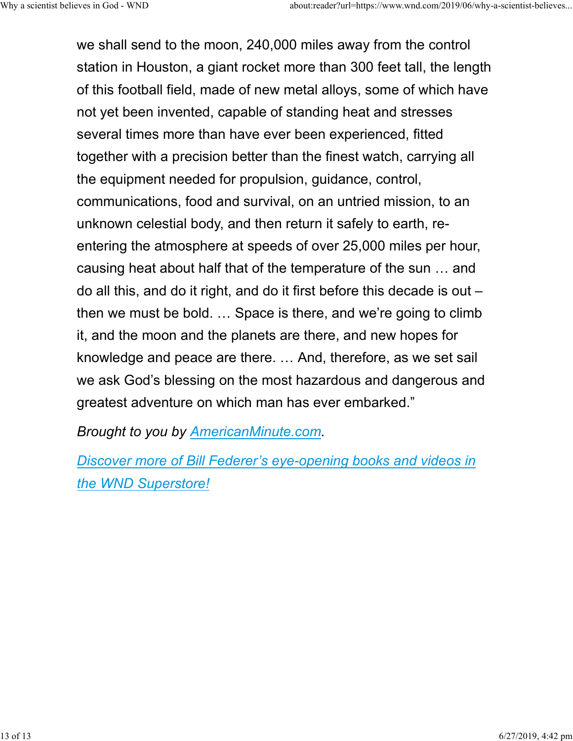we shall send to the moon, 240,000 miles away from the control station in Houston, a giant rocket more than 300 feet tall, the length of this football field, made of new metal alloys, some of which have not yet been invented, capable of standing heat and stresses several times more than have ever been experienced, fitted together with a precision better than the finest watch, carrying all the equipment needed for propulsion, guidance, control, communications, food and survival, on an untried mission, to an unknown celestial body, and then return it safely to earth, re-entering the atmosphere at speeds of over 25,000 miles per hour, causing heat about half that of the temperature of the sun … and do all this, and do it right, and do it first before this decade is out – then we must be bold. … Space is there, and we're going to climb it, and the moon and the planets are there, and new hopes for knowledge and peace are there. … And, therefore, as we set sail we ask God's blessing on the most hazardous and dangerous and greatest adventure on which man has ever embarked."

*Brought to you by AmericanMinute.com.*

*Discover more of Bill Federer's eye-opening books and videos in the WND Superstore!*